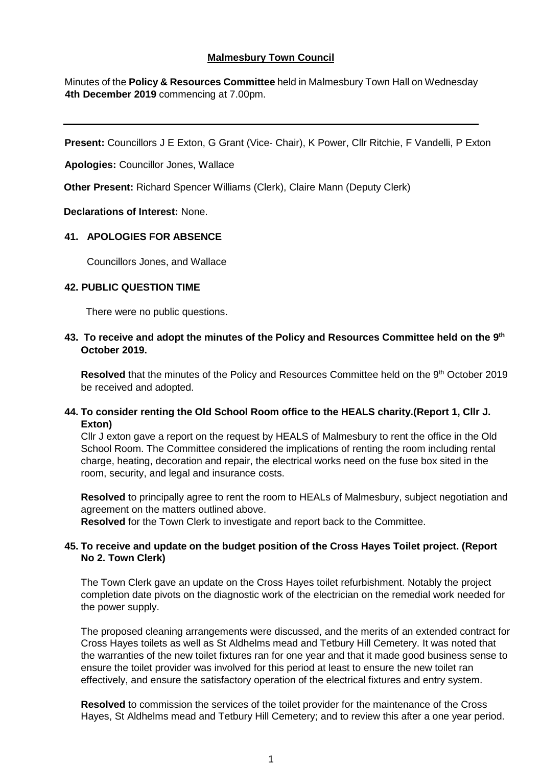## Malmesbury Town Council

Minutes of the **Policy & Resources Committee** held in Malmesbury Town Hall on Wednesday **4th December 2019** commencing at 7.00pm.

---

**Present:** Councillors J E Exton, G Grant (Vice- Chair), K Power, Cllr Ritchie, F Vandelli, P Exton

**Apologies:** Councillor Jones, Wallace

**Other Present:** Richard Spencer Williams (Clerk), Claire Mann (Deputy Clerk)

**Declarations of Interest:** None.

### 41. APOLOGIES FOR ABSENCE

Councillors Jones, and Wallace

### 42. PUBLIC QUESTION TIME

There were no public questions.

### 43. To receive and adopt the minutes of the Policy and Resources Committee held on the 9th October 2019.

**Resolved** that the minutes of the Policy and Resources Committee held on the 9th October 2019 be received and adopted.

### 44. To consider renting the Old School Room office to the HEALS charity.(Report 1, Cllr J. Exton)

Cllr J exton gave a report on the request by HEALS of Malmesbury to rent the office in the Old School Room. The Committee considered the implications of renting the room including rental charge, heating, decoration and repair, the electrical works need on the fuse box sited in the room, security, and legal and insurance costs.

**Resolved** to principally agree to rent the room to HEALs of Malmesbury, subject negotiation and agreement on the matters outlined above.
**Resolved** for the Town Clerk to investigate and report back to the Committee.

### 45. To receive and update on the budget position of the Cross Hayes Toilet project. (Report No 2. Town Clerk)

The Town Clerk gave an update on the Cross Hayes toilet refurbishment. Notably the project completion date pivots on the diagnostic work of the electrician on the remedial work needed for the power supply.

The proposed cleaning arrangements were discussed, and the merits of an extended contract for Cross Hayes toilets as well as St Aldhelms mead and Tetbury Hill Cemetery. It was noted that the warranties of the new toilet fixtures ran for one year and that it made good business sense to ensure the toilet provider was involved for this period at least to ensure the new toilet ran effectively, and ensure the satisfactory operation of the electrical fixtures and entry system.

**Resolved** to commission the services of the toilet provider for the maintenance of the Cross Hayes, St Aldhelms mead and Tetbury Hill Cemetery; and to review this after a one year period.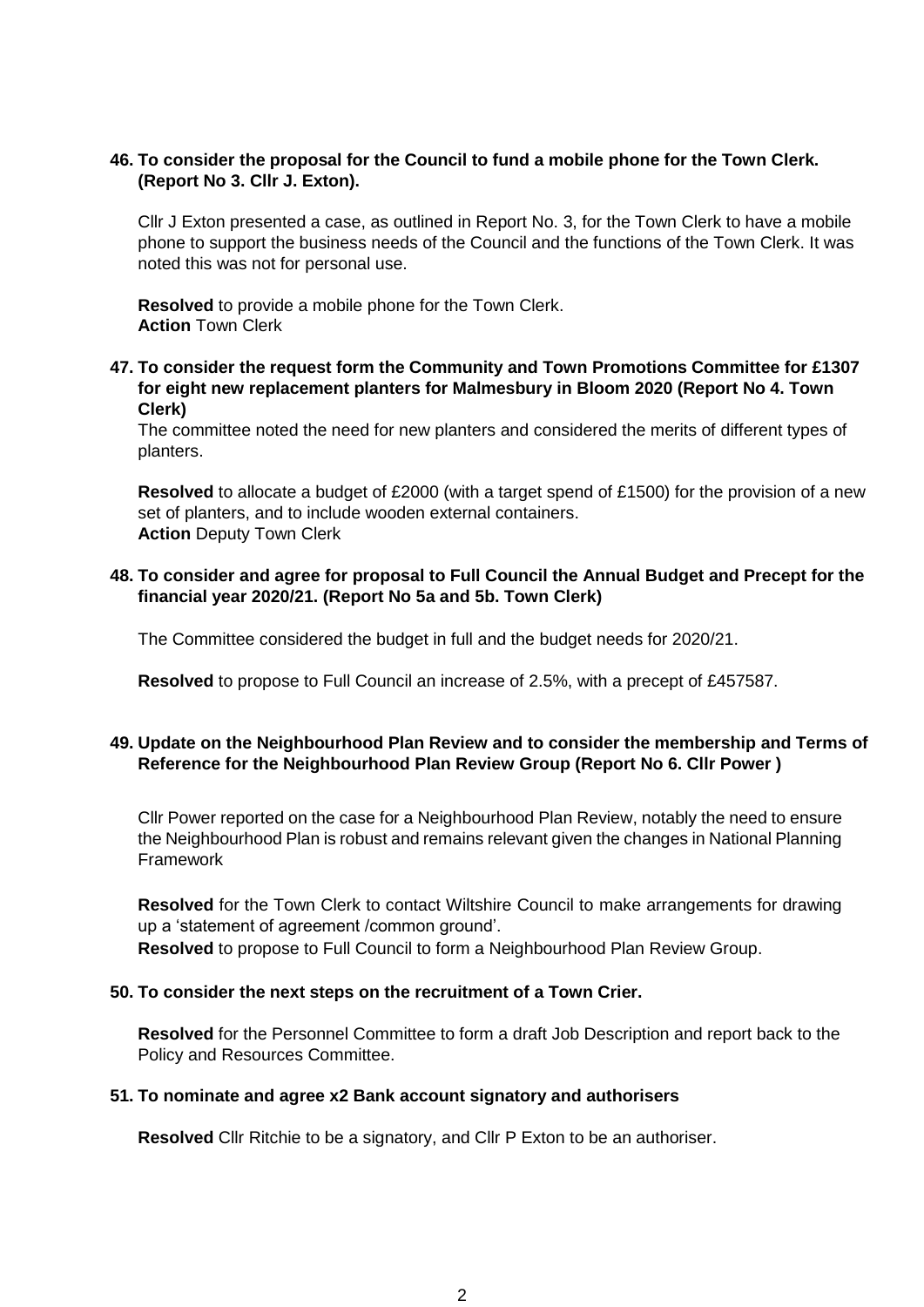**46. To consider the proposal for the Council to fund a mobile phone for the Town Clerk. (Report No 3. Cllr J. Exton).**

Cllr J Exton presented a case, as outlined in Report No. 3, for the Town Clerk to have a mobile phone to support the business needs of the Council and the functions of the Town Clerk. It was noted this was not for personal use.

**Resolved** to provide a mobile phone for the Town Clerk.
**Action** Town Clerk

**47. To consider the request form the Community and Town Promotions Committee for £1307 for eight new replacement planters for Malmesbury in Bloom 2020 (Report No 4. Town Clerk)**

The committee noted the need for new planters and considered the merits of different types of planters.

**Resolved** to allocate a budget of £2000 (with a target spend of £1500) for the provision of a new set of planters, and to include wooden external containers.
**Action** Deputy Town Clerk

**48. To consider and agree for proposal to Full Council the Annual Budget and Precept for the financial year 2020/21. (Report No 5a and 5b. Town Clerk)**

The Committee considered the budget in full and the budget needs for 2020/21.

**Resolved** to propose to Full Council an increase of 2.5%, with a precept of £457587.

**49. Update on the Neighbourhood Plan Review and to consider the membership and Terms of Reference for the Neighbourhood Plan Review Group (Report No 6. Cllr Power )**

Cllr Power reported on the case for a Neighbourhood Plan Review, notably the need to ensure the Neighbourhood Plan is robust and remains relevant given the changes in National Planning Framework

**Resolved** for the Town Clerk to contact Wiltshire Council to make arrangements for drawing up a 'statement of agreement /common ground'.
**Resolved** to propose to Full Council to form a Neighbourhood Plan Review Group.

**50. To consider the next steps on the recruitment of a Town Crier.**

**Resolved** for the Personnel Committee to form a draft Job Description and report back to the Policy and Resources Committee.

**51. To nominate and agree x2 Bank account signatory and authorisers**

**Resolved** Cllr Ritchie to be a signatory, and Cllr P Exton to be an authoriser.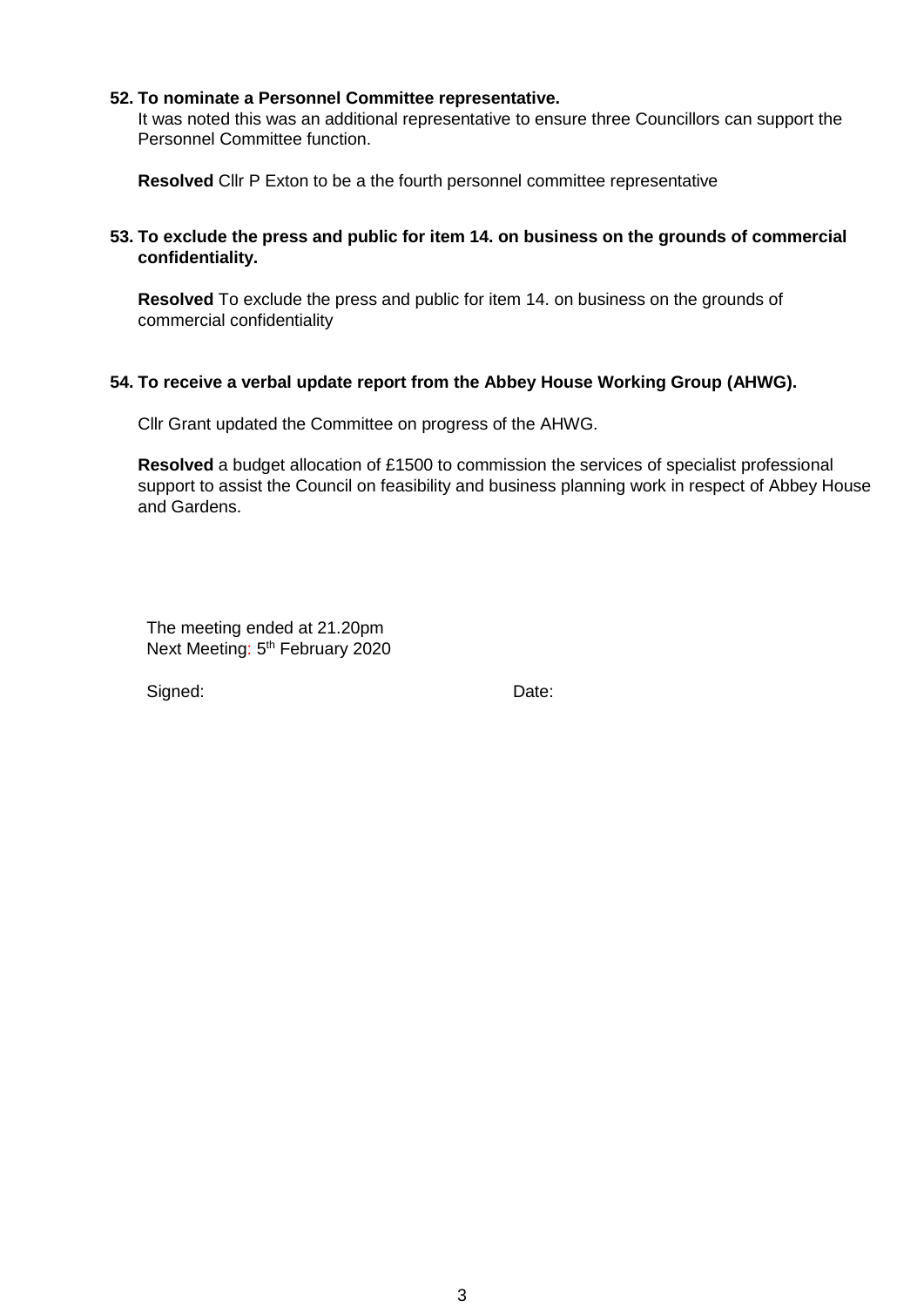**52. To nominate a Personnel Committee representative.**

It was noted this was an additional representative to ensure three Councillors can support the Personnel Committee function.

**Resolved** Cllr P Exton to be a the fourth personnel committee representative

**53. To exclude the press and public for item 14. on business on the grounds of commercial confidentiality.**

**Resolved** To exclude the press and public for item 14. on business on the grounds of commercial confidentiality

**54. To receive a verbal update report from the Abbey House Working Group (AHWG).**

Cllr Grant updated the Committee on progress of the AHWG.

**Resolved** a budget allocation of £1500 to commission the services of specialist professional support to assist the Council on feasibility and business planning work in respect of Abbey House and Gardens.

The meeting ended at 21.20pm
Next Meeting: 5th February 2020

Signed: Date: